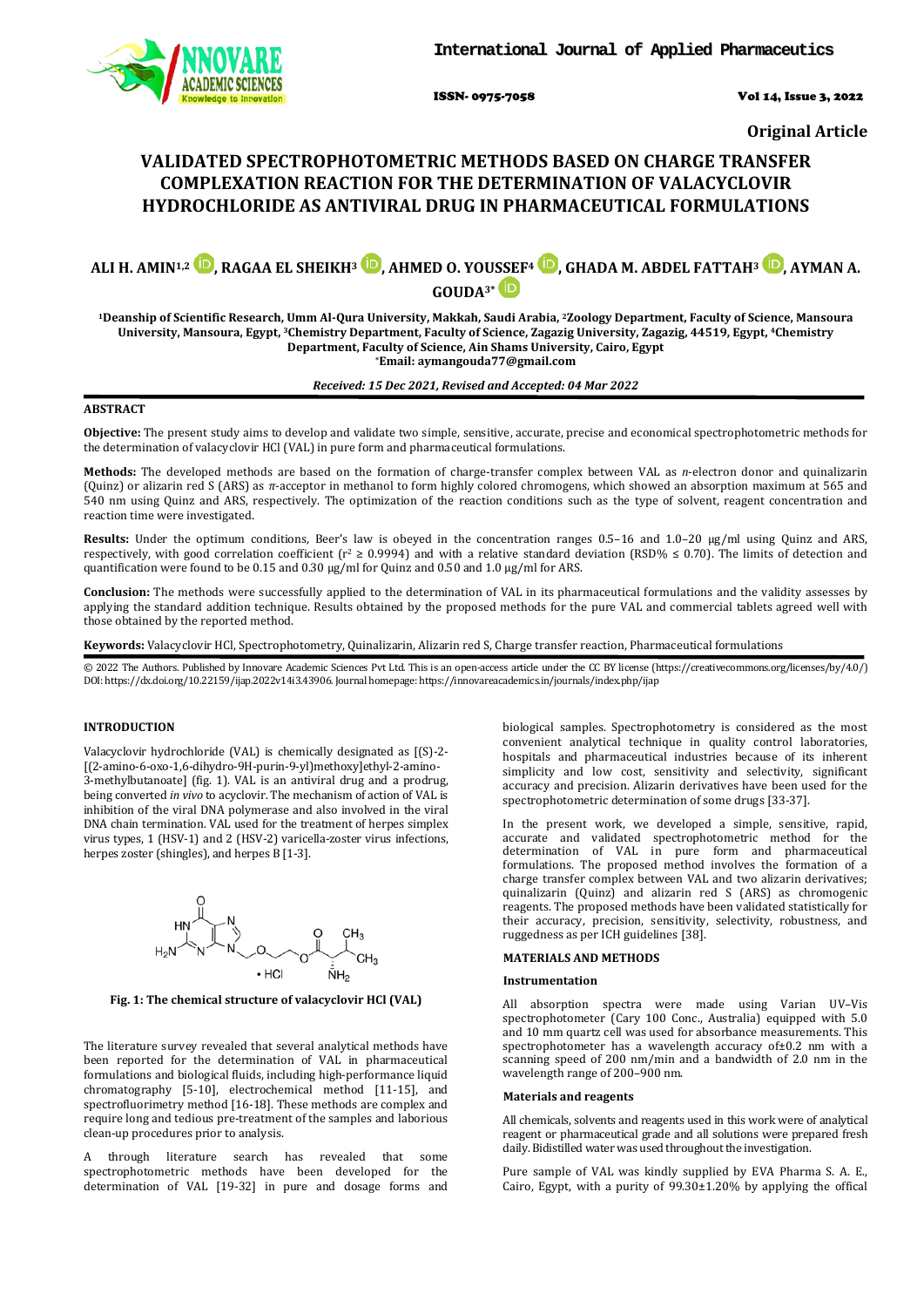**Original Article**

# VALIDATED SPECTROPHOTOMETRIC METHODS BASED ON CHARGE TRANSFER COMPLEXATION REACTION FOR THE DETERMINATION OF VALACYCLOVIR HYDROCHLORIDE AS ANTIVIRAL DRUG IN PHARMACEUTICAL FORMULATIONS

**ALI H. AMIN[1,2], RAGAA EL SHEIKH[3], AHMED O. YOUSSEF[4], GHADA M. ABDEL FATTAH[3], AYMAN A. GOUDA[3*]**

[1]Deanship of Scientific Research, Umm Al-Qura University, Makkah, Saudi Arabia, [2]Zoology Department, Faculty of Science, Mansoura University, Mansoura, Egypt, [3]Chemistry Department, Faculty of Science, Zagazig University, Zagazig, 44519, Egypt, [4]Chemistry Department, Faculty of Science, Ain Shams University, Cairo, Egypt
[*]Email: aymangouda77@gmail.com

*Received: 15 Dec 2021, Revised and Accepted: 04 Mar 2022*

## ABSTRACT

**Objective:** The present study aims to develop and validate two simple, sensitive, accurate, precise and economical spectrophotometric methods for the determination of valacyclovir HCl (VAL) in pure form and pharmaceutical formulations.

**Methods:** The developed methods are based on the formation of charge-transfer complex between VAL as *n*-electron donor and quinalizarin (Quinz) or alizarin red S (ARS) as *π*-acceptor in methanol to form highly colored chromogens, which showed an absorption maximum at 565 and 540 nm using Quinz and ARS, respectively. The optimization of the reaction conditions such as the type of solvent, reagent concentration and reaction time were investigated.

**Results:** Under the optimum conditions, Beer's law is obeyed in the concentration ranges 0.5–16 and 1.0–20 μg/ml using Quinz and ARS, respectively, with good correlation coefficient ($r^2 \geq 0.9994$) and with a relative standard deviation (RSD% ≤ 0.70). The limits of detection and quantification were found to be 0.15 and 0.30 μg/ml for Quinz and 0.50 and 1.0 μg/ml for ARS.

**Conclusion:** The methods were successfully applied to the determination of VAL in its pharmaceutical formulations and the validity assesses by applying the standard addition technique. Results obtained by the proposed methods for the pure VAL and commercial tablets agreed well with those obtained by the reported method.

**Keywords:** Valacyclovir HCl, Spectrophotometry, Quinalizarin, Alizarin red S, Charge transfer reaction, Pharmaceutical formulations

© 2022 The Authors. Published by Innovare Academic Sciences Pvt Ltd. This is an open-access article under the CC BY license (https://creativecommons.org/licenses/by/4.0/)
DOI: https://dx.doi.org/10.22159/ijap.2022v14i3.43906. Journal homepage: https://innovareacademics.in/journals/index.php/ijap

## INTRODUCTION

Valacyclovir hydrochloride (VAL) is chemically designated as [(S)-2-[(2-amino-6-oxo-1,6-dihydro-9H-purin-9-yl)methoxy]ethyl-2-amino-3-methylbutanoate] (fig. 1). VAL is an antiviral drug and a prodrug, being converted *in vivo* to acyclovir. The mechanism of action of VAL is inhibition of the viral DNA polymerase and also involved in the viral DNA chain termination. VAL used for the treatment of herpes simplex virus types, 1 (HSV-1) and 2 (HSV-2) varicella-zoster virus infections, herpes zoster (shingles), and herpes B [1-3].

**Fig. 1: The chemical structure of valacyclovir HCl (VAL)**

The literature survey revealed that several analytical methods have been reported for the determination of VAL in pharmaceutical formulations and biological fluids, including high-performance liquid chromatography [5-10], electrochemical method [11-15], and spectrofluorimetry method [16-18]. These methods are complex and require long and tedious pre-treatment of the samples and laborious clean-up procedures prior to analysis.

A through literature search has revealed that some spectrophotometric methods have been developed for the determination of VAL [19-32] in pure and dosage forms and biological samples. Spectrophotometry is considered as the most convenient analytical technique in quality control laboratories, hospitals and pharmaceutical industries because of its inherent simplicity and low cost, sensitivity and selectivity, significant accuracy and precision. Alizarin derivatives have been used for the spectrophotometric determination of some drugs [33-37].

In the present work, we developed a simple, sensitive, rapid, accurate and validated spectrophotometric method for the determination of VAL in pure form and pharmaceutical formulations. The proposed method involves the formation of a charge transfer complex between VAL and two alizarin derivatives; quinalizarin (Quinz) and alizarin red S (ARS) as chromogenic reagents. The proposed methods have been validated statistically for their accuracy, precision, sensitivity, selectivity, robustness, and ruggedness as per ICH guidelines [38].

## MATERIALS AND METHODS

### Instrumentation

All absorption spectra were made using Varian UV–Vis spectrophotometer (Cary 100 Conc., Australia) equipped with 5.0 and 10 mm quartz cell was used for absorbance measurements. This spectrophotometer has a wavelength accuracy of±0.2 nm with a scanning speed of 200 nm/min and a bandwidth of 2.0 nm in the wavelength range of 200–900 nm.

### Materials and reagents

All chemicals, solvents and reagents used in this work were of analytical reagent or pharmaceutical grade and all solutions were prepared fresh daily. Bidistilled water was used throughout the investigation.

Pure sample of VAL was kindly supplied by EVA Pharma S. A. E., Cairo, Egypt, with a purity of 99.30±1.20% by applying the offical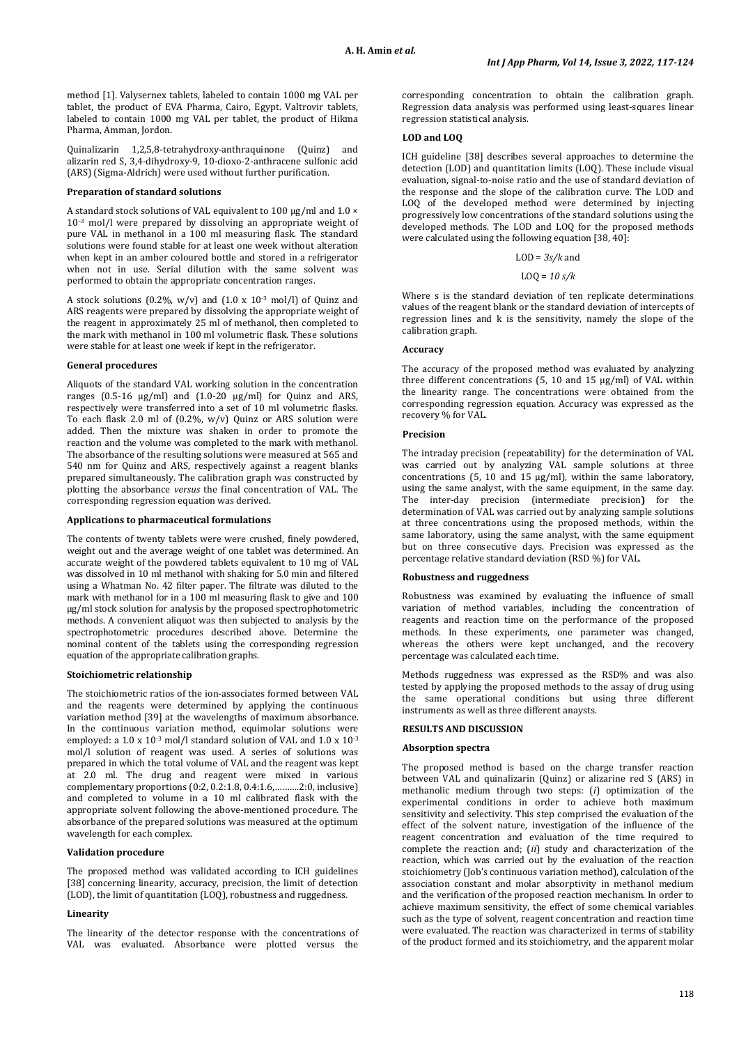method [1]. Valysernex tablets, labeled to contain 1000 mg VAL per tablet, the product of EVA Pharma, Cairo, Egypt. Valtrovir tablets, labeled to contain 1000 mg VAL per tablet, the product of Hikma Pharma, Amman, Jordon.

Quinalizarin 1,2,5,8-tetrahydroxy-anthraquinone (Quinz) and alizarin red S, 3,4-dihydroxy-9, 10-dioxo-2-anthracene sulfonic acid (ARS) (Sigma-Aldrich) were used without further purification.

### Preparation of standard solutions

A standard stock solutions of VAL equivalent to 100 μg/ml and $1.0 \times 10^{-3}$ mol/l were prepared by dissolving an appropriate weight of pure VAL in methanol in a 100 ml measuring flask. The standard solutions were found stable for at least one week without alteration when kept in an amber coloured bottle and stored in a refrigerator when not in use. Serial dilution with the same solvent was performed to obtain the appropriate concentration ranges.

A stock solutions (0.2%, w/v) and ($1.0 \times 10^{-3}$ mol/l) of Quinz and ARS reagents were prepared by dissolving the appropriate weight of the reagent in approximately 25 ml of methanol, then completed to the mark with methanol in 100 ml volumetric flask. These solutions were stable for at least one week if kept in the refrigerator.

### General procedures

Aliquots of the standard VAL working solution in the concentration ranges (0.5-16 μg/ml) and (1.0-20 μg/ml) for Quinz and ARS, respectively were transferred into a set of 10 ml volumetric flasks. To each flask 2.0 ml of (0.2%, w/v) Quinz or ARS solution were added. Then the mixture was shaken in order to promote the reaction and the volume was completed to the mark with methanol. The absorbance of the resulting solutions were measured at 565 and 540 nm for Quinz and ARS, respectively against a reagent blanks prepared simultaneously. The calibration graph was constructed by plotting the absorbance *versus* the final concentration of VAL. The corresponding regression equation was derived.

### Applications to pharmaceutical formulations

The contents of twenty tablets were were crushed, finely powdered, weight out and the average weight of one tablet was determined. An accurate weight of the powdered tablets equivalent to 10 mg of VAL was dissolved in 10 ml methanol with shaking for 5.0 min and filtered using a Whatman No. 42 filter paper. The filtrate was diluted to the mark with methanol for in a 100 ml measuring flask to give and 100 μg/ml stock solution for analysis by the proposed spectrophotometric methods. A convenient aliquot was then subjected to analysis by the spectrophotometric procedures described above. Determine the nominal content of the tablets using the corresponding regression equation of the appropriate calibration graphs.

### Stoichiometric relationship

The stoichiometric ratios of the ion-associates formed between VAL and the reagents were determined by applying the continuous variation method [39] at the wavelengths of maximum absorbance. In the continuous variation method, equimolar solutions were employed: a $1.0 \times 10^{-3}$ mol/l standard solution of VAL and $1.0 \times 10^{-3}$ mol/l solution of reagent was used. A series of solutions was prepared in which the total volume of VAL and the reagent was kept at 2.0 ml. The drug and reagent were mixed in various complementary proportions (0:2, 0.2:1.8, 0.4:1.6,……….2:0, inclusive) and completed to volume in a 10 ml calibrated flask with the appropriate solvent following the above-mentioned procedure. The absorbance of the prepared solutions was measured at the optimum wavelength for each complex.

### Validation procedure

The proposed method was validated according to ICH guidelines [38] concerning linearity, accuracy, precision, the limit of detection (LOD), the limit of quantitation (LOQ), robustness and ruggedness.

### Linearity

The linearity of the detector response with the concentrations of VAL was evaluated. Absorbance were plotted versus the corresponding concentration to obtain the calibration graph. Regression data analysis was performed using least-squares linear regression statistical analysis.

### LOD and LOQ

ICH guideline [38] describes several approaches to determine the detection (LOD) and quantitation limits (LOQ). These include visual evaluation, signal-to-noise ratio and the use of standard deviation of the response and the slope of the calibration curve. The LOD and LOQ of the developed method were determined by injecting progressively low concentrations of the standard solutions using the developed methods. The LOD and LOQ for the proposed methods were calculated using the following equation [38, 40]:

$$LOD = 3s/k \text{ and}$$

$$LOQ = 10\, s/k$$

Where s is the standard deviation of ten replicate determinations values of the reagent blank or the standard deviation of intercepts of regression lines and k is the sensitivity, namely the slope of the calibration graph.

### Accuracy

The accuracy of the proposed method was evaluated by analyzing three different concentrations (5, 10 and 15 μg/ml) of VAL within the linearity range. The concentrations were obtained from the corresponding regression equation. Accuracy was expressed as the recovery % for VAL.

### Precision

The intraday precision (repeatability) for the determination of VAL was carried out by analyzing VAL sample solutions at three concentrations (5, 10 and 15 μg/ml), within the same laboratory, using the same analyst, with the same equipment, in the same day. The inter-day precision (intermediate precision) for the determination of VAL was carried out by analyzing sample solutions at three concentrations using the proposed methods, within the same laboratory, using the same analyst, with the same equipment but on three consecutive days. Precision was expressed as the percentage relative standard deviation (RSD %) for VAL.

### Robustness and ruggedness

Robustness was examined by evaluating the influence of small variation of method variables, including the concentration of reagents and reaction time on the performance of the proposed methods. In these experiments, one parameter was changed, whereas the others were kept unchanged, and the recovery percentage was calculated each time.

Methods ruggedness was expressed as the RSD% and was also tested by applying the proposed methods to the assay of drug using the same operational conditions but using three different instruments as well as three different anaysts.

## RESULTS AND DISCUSSION

### Absorption spectra

The proposed method is based on the charge transfer reaction between VAL and quinalizarin (Quinz) or alizarine red S (ARS) in methanolic medium through two steps: (*i*) optimization of the experimental conditions in order to achieve both maximum sensitivity and selectivity. This step comprised the evaluation of the effect of the solvent nature, investigation of the influence of the reagent concentration and evaluation of the time required to complete the reaction and; (*ii*) study and characterization of the reaction, which was carried out by the evaluation of the reaction stoichiometry (Job's continuous variation method), calculation of the association constant and molar absorptivity in methanol medium and the verification of the proposed reaction mechanism. In order to achieve maximum sensitivity, the effect of some chemical variables such as the type of solvent, reagent concentration and reaction time were evaluated. The reaction was characterized in terms of stability of the product formed and its stoichiometry, and the apparent molar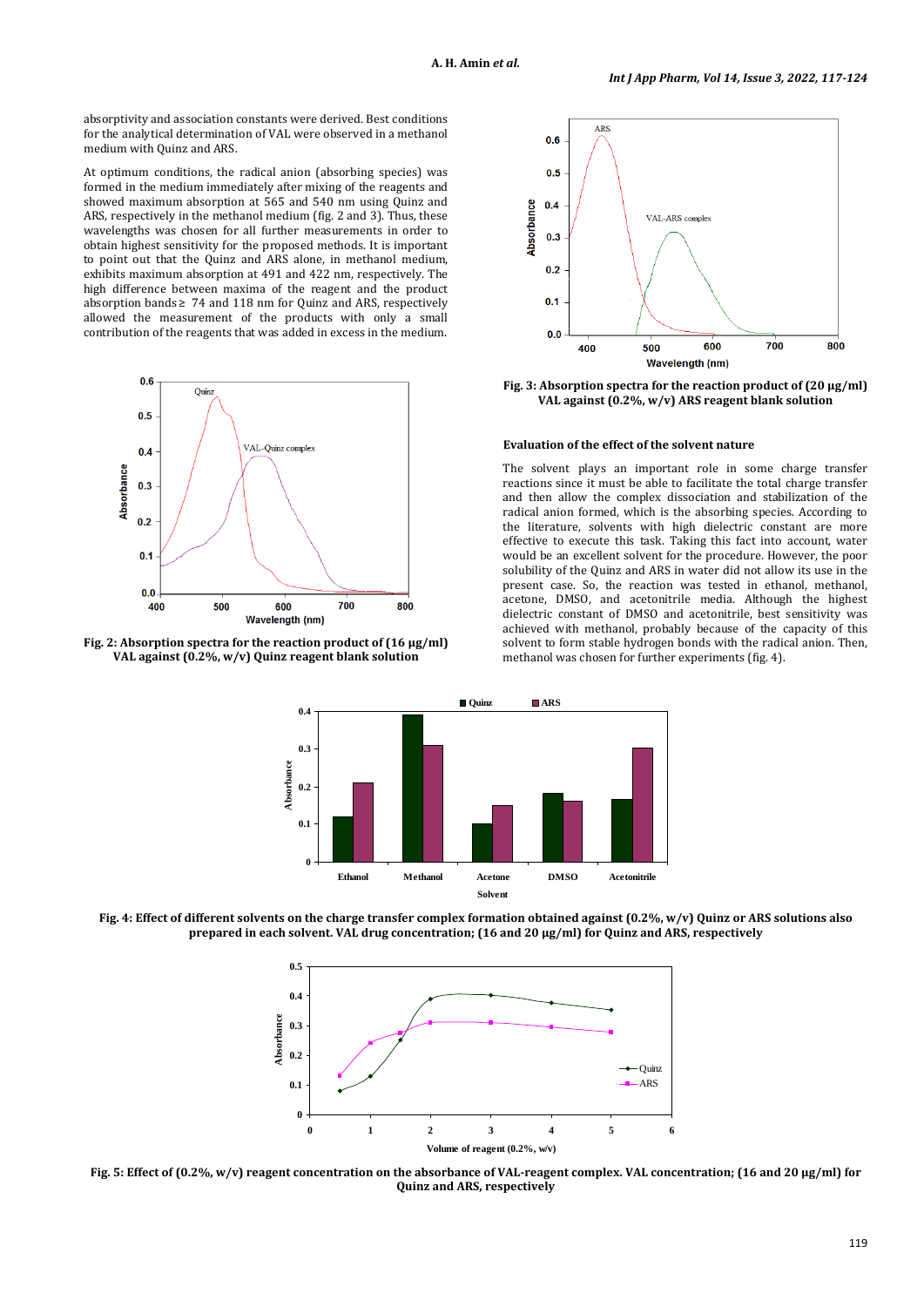absorptivity and association constants were derived. Best conditions for the analytical determination of VAL were observed in a methanol medium with Quinz and ARS.

At optimum conditions, the radical anion (absorbing species) was formed in the medium immediately after mixing of the reagents and showed maximum absorption at 565 and 540 nm using Quinz and ARS, respectively in the methanol medium (fig. 2 and 3). Thus, these wavelengths was chosen for all further measurements in order to obtain highest sensitivity for the proposed methods. It is important to point out that the Quinz and ARS alone, in methanol medium, exhibits maximum absorption at 491 and 422 nm, respectively. The high difference between maxima of the reagent and the product absorption bands ≥ 74 and 118 nm for Quinz and ARS, respectively allowed the measurement of the products with only a small contribution of the reagents that was added in excess in the medium.

**Fig. 2: Absorption spectra for the reaction product of (16 µg/ml) VAL against (0.2%, w/v) Quinz reagent blank solution**

**Fig. 3: Absorption spectra for the reaction product of (20 µg/ml) VAL against (0.2%, w/v) ARS reagent blank solution**

### Evaluation of the effect of the solvent nature

The solvent plays an important role in some charge transfer reactions since it must be able to facilitate the total charge transfer and then allow the complex dissociation and stabilization of the radical anion formed, which is the absorbing species. According to the literature, solvents with high dielectric constant are more effective to execute this task. Taking this fact into account, water would be an excellent solvent for the procedure. However, the poor solubility of the Quinz and ARS in water did not allow its use in the present case. So, the reaction was tested in ethanol, methanol, acetone, DMSO, and acetonitrile media. Although the highest dielectric constant of DMSO and acetonitrile, best sensitivity was achieved with methanol, probably because of the capacity of this solvent to form stable hydrogen bonds with the radical anion. Then, methanol was chosen for further experiments (fig. 4).

**Fig. 4: Effect of different solvents on the charge transfer complex formation obtained against (0.2%, w/v) Quinz or ARS solutions also prepared in each solvent. VAL drug concentration; (16 and 20 µg/ml) for Quinz and ARS, respectively**

**Fig. 5: Effect of (0.2%, w/v) reagent concentration on the absorbance of VAL-reagent complex. VAL concentration; (16 and 20 µg/ml) for Quinz and ARS, respectively**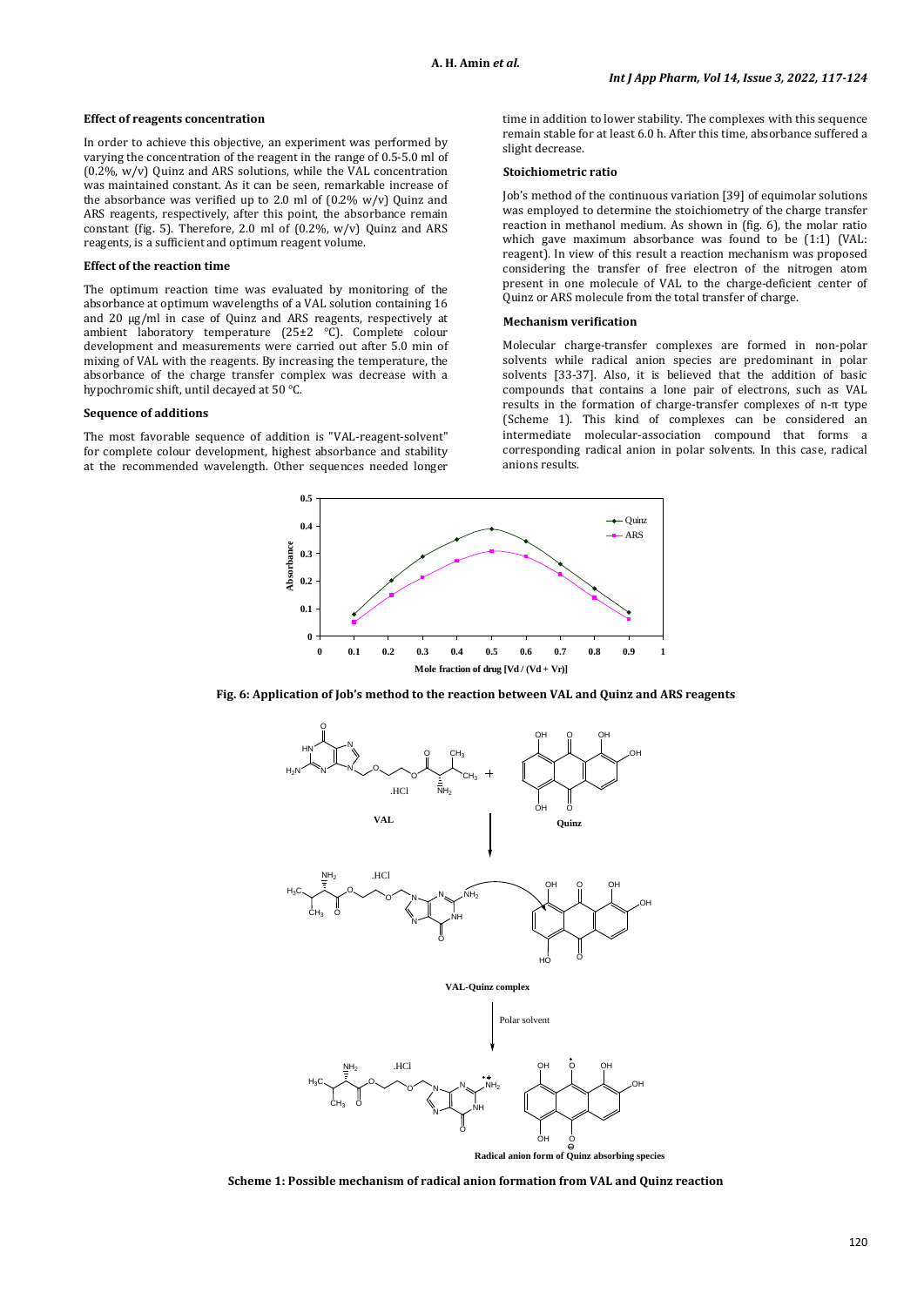### Effect of reagents concentration

In order to achieve this objective, an experiment was performed by varying the concentration of the reagent in the range of 0.5-5.0 ml of (0.2%, w/v) Quinz and ARS solutions, while the VAL concentration was maintained constant. As it can be seen, remarkable increase of the absorbance was verified up to 2.0 ml of (0.2% w/v) Quinz and ARS reagents, respectively, after this point, the absorbance remain constant (fig. 5). Therefore, 2.0 ml of (0.2%, w/v) Quinz and ARS reagents, is a sufficient and optimum reagent volume.

### Effect of the reaction time

The optimum reaction time was evaluated by monitoring of the absorbance at optimum wavelengths of a VAL solution containing 16 and 20 μg/ml in case of Quinz and ARS reagents, respectively at ambient laboratory temperature (25±2 °C). Complete colour development and measurements were carried out after 5.0 min of mixing of VAL with the reagents. By increasing the temperature, the absorbance of the charge transfer complex was decrease with a hypochromic shift, until decayed at 50 °C.

### Sequence of additions

The most favorable sequence of addition is "VAL-reagent-solvent" for complete colour development, highest absorbance and stability at the recommended wavelength. Other sequences needed longer time in addition to lower stability. The complexes with this sequence remain stable for at least 6.0 h. After this time, absorbance suffered a slight decrease.

### Stoichiometric ratio

Job's method of the continuous variation [39] of equimolar solutions was employed to determine the stoichiometry of the charge transfer reaction in methanol medium. As shown in (fig. 6), the molar ratio which gave maximum absorbance was found to be (1:1) (VAL: reagent). In view of this result a reaction mechanism was proposed considering the transfer of free electron of the nitrogen atom present in one molecule of VAL to the charge-deficient center of Quinz or ARS molecule from the total transfer of charge.

### Mechanism verification

Molecular charge-transfer complexes are formed in non-polar solvents while radical anion species are predominant in polar solvents [33-37]. Also, it is believed that the addition of basic compounds that contains a lone pair of electrons, such as VAL results in the formation of charge-transfer complexes of n-π type (Scheme 1). This kind of complexes can be considered an intermediate molecular-association compound that forms a corresponding radical anion in polar solvents. In this case, radical anions results.

**Fig. 6: Application of Job's method to the reaction between VAL and Quinz and ARS reagents**

**Scheme 1: Possible mechanism of radical anion formation from VAL and Quinz reaction**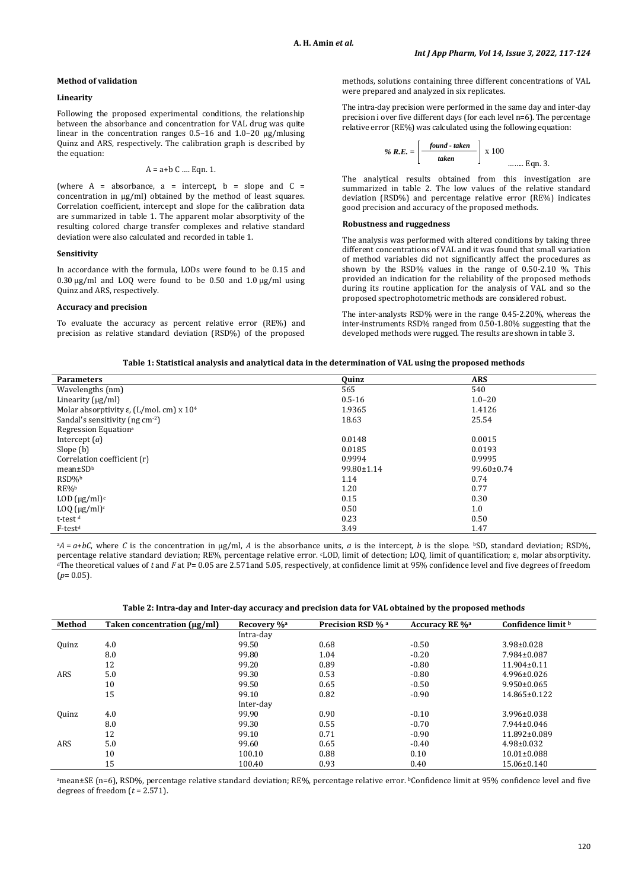### Method of validation

#### Linearity

Following the proposed experimental conditions, the relationship between the absorbance and concentration for VAL drug was quite linear in the concentration ranges 0.5–16 and 1.0–20 µg/mlusing Quinz and ARS, respectively. The calibration graph is described by the equation:

$$A = a+b\ C \quad \text{.... Eqn. 1.}$$

(where A = absorbance, a = intercept, b = slope and C = concentration in µg/ml) obtained by the method of least squares. Correlation coefficient, intercept and slope for the calibration data are summarized in table 1. The apparent molar absorptivity of the resulting colored charge transfer complexes and relative standard deviation were also calculated and recorded in table 1.

#### Sensitivity

In accordance with the formula, LODs were found to be 0.15 and 0.30 µg/ml and LOQ were found to be 0.50 and 1.0 µg/ml using Quinz and ARS, respectively.

#### Accuracy and precision

To evaluate the accuracy as percent relative error (RE%) and precision as relative standard deviation (RSD%) of the proposed methods, solutions containing three different concentrations of VAL were prepared and analyzed in six replicates.

The intra-day precision were performed in the same day and inter-day precision i over five different days (for each level n=6). The percentage relative error (RE%) was calculated using the following equation:

$$\% \ R.E. = \left[ \frac{found - taken}{taken} \right] \times 100 \quad \text{…….. Eqn. 3.}$$

The analytical results obtained from this investigation are summarized in table 2. The low values of the relative standard deviation (RSD%) and percentage relative error (RE%) indicates good precision and accuracy of the proposed methods.

#### Robustness and ruggedness

The analysis was performed with altered conditions by taking three different concentrations of VAL and it was found that small variation of method variables did not significantly affect the procedures as shown by the RSD% values in the range of 0.50-2.10 %. This provided an indication for the reliability of the proposed methods during its routine application for the analysis of VAL and so the proposed spectrophotometric methods are considered robust.

The inter-analysts RSD% were in the range 0.45-2.20%, whereas the inter-instruments RSD% ranged from 0.50-1.80% suggesting that the developed methods were rugged. The results are shown in table 3.

**Table 1: Statistical analysis and analytical data in the determination of VAL using the proposed methods**

| Parameters | Quinz | ARS |
|---|---|---|
| Wavelengths (nm) | 565 | 540 |
| Linearity (µg/ml) | 0.5-16 | 1.0–20 |
| Molar absorptivity ε, (L/mol. cm) x $10^4$ | 1.9365 | 1.4126 |
| Sandal's sensitivity (ng $cm^{-2}$) | 18.63 | 25.54 |
| Regression Equation[a] | | |
| Intercept ($a$) | 0.0148 | 0.0015 |
| Slope (b) | 0.0185 | 0.0193 |
| Correlation coefficient (r) | 0.9994 | 0.9995 |
| mean±SD[b] | 99.80±1.14 | 99.60±0.74 |
| RSD%[b] | 1.14 | 0.74 |
| RE%[b] | 1.20 | 0.77 |
| LOD (µg/ml)[c] | 0.15 | 0.30 |
| LOQ (µg/ml)[c] | 0.50 | 1.0 |
| t-test[d] | 0.23 | 0.50 |
| F-test[d] | 3.49 | 1.47 |

[a]$A = a+bC$, where $C$ is the concentration in µg/ml, $A$ is the absorbance units, $a$ is the intercept, $b$ is the slope. [b]SD, standard deviation; RSD%, percentage relative standard deviation; RE%, percentage relative error. [c]LOD, limit of detection; LOQ, limit of quantification; ε, molar absorptivity. [d]The theoretical values of $t$ and $F$ at P= 0.05 are 2.571and 5.05, respectively, at confidence limit at 95% confidence level and five degrees of freedom ($p$= 0.05).

**Table 2: Intra-day and Inter-day accuracy and precision data for VAL obtained by the proposed methods**

| Method | Taken concentration (µg/ml) | Recovery %[a] | Precision RSD %[a] | Accuracy RE %[a] | Confidence limit[b] |
|---|---|---|---|---|---|
| | | Intra-day | | | |
| Quinz | 4.0 | 99.50 | 0.68 | -0.50 | 3.98±0.028 |
| | 8.0 | 99.80 | 1.04 | -0.20 | 7.984±0.087 |
| | 12 | 99.20 | 0.89 | -0.80 | 11.904±0.11 |
| ARS | 5.0 | 99.30 | 0.53 | -0.80 | 4.996±0.026 |
| | 10 | 99.50 | 0.65 | -0.50 | 9.950±0.065 |
| | 15 | 99.10 | 0.82 | -0.90 | 14.865±0.122 |
| | | Inter-day | | | |
| Quinz | 4.0 | 99.90 | 0.90 | -0.10 | 3.996±0.038 |
| | 8.0 | 99.30 | 0.55 | -0.70 | 7.944±0.046 |
| | 12 | 99.10 | 0.71 | -0.90 | 11.892±0.089 |
| ARS | 5.0 | 99.60 | 0.65 | -0.40 | 4.98±0.032 |
| | 10 | 100.10 | 0.88 | 0.10 | 10.01±0.088 |
| | 15 | 100.40 | 0.93 | 0.40 | 15.06±0.140 |

[a]mean±SE (n=6), RSD%, percentage relative standard deviation; RE%, percentage relative error. [b]Confidence limit at 95% confidence level and five degrees of freedom ($t$ = 2.571).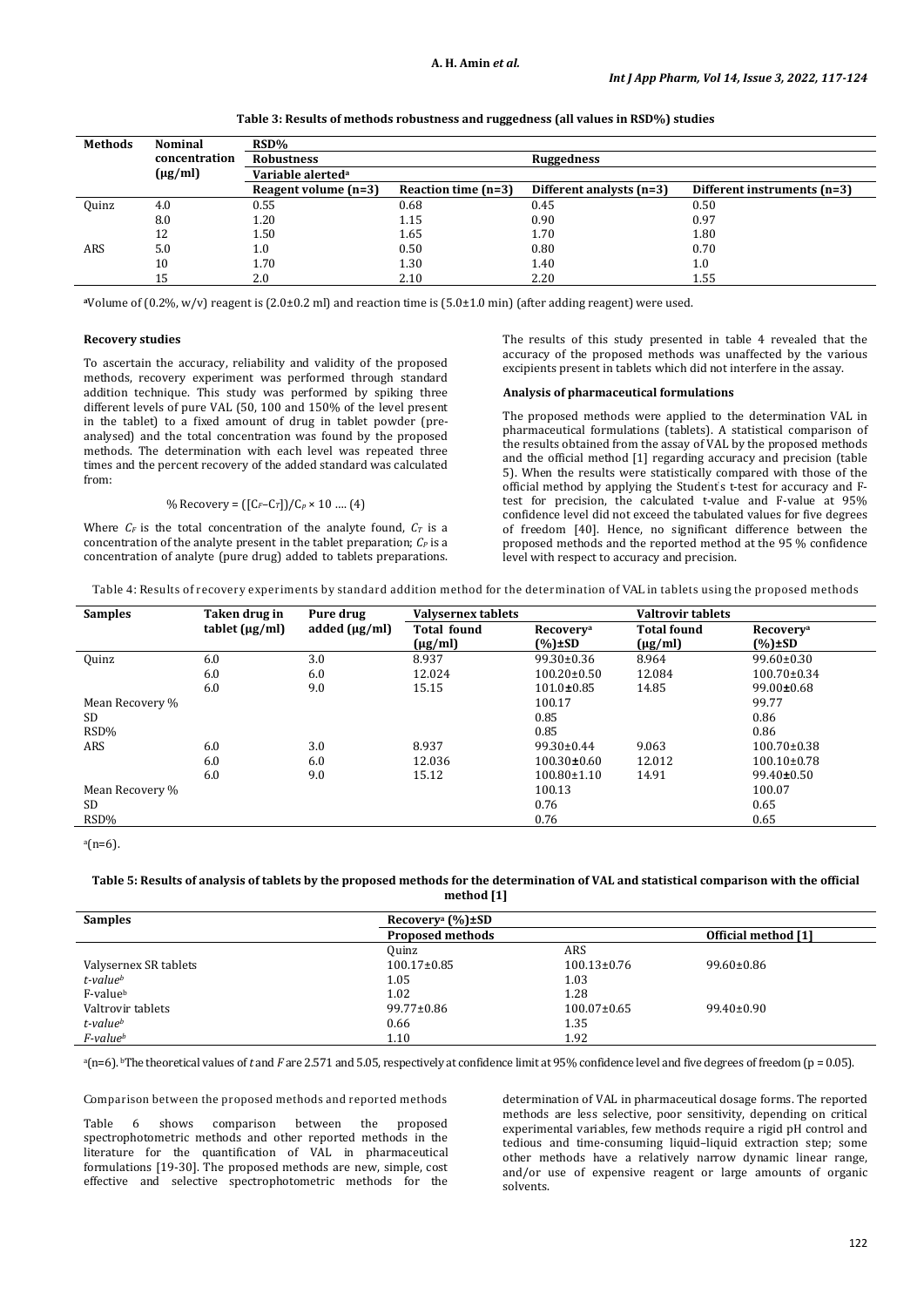**Table 3: Results of methods robustness and ruggedness (all values in RSD%) studies**

| Methods | Nominal concentration (µg/ml) | RSD% | | | |
|---|---|---|---|---|---|
| | | Robustness | | Ruggedness | |
| | | Variable alerted[a] | | | |
| | | Reagent volume (n=3) | Reaction time (n=3) | Different analysts (n=3) | Different instruments (n=3) |
| Quinz | 4.0 | 0.55 | 0.68 | 0.45 | 0.50 |
| | 8.0 | 1.20 | 1.15 | 0.90 | 0.97 |
| | 12 | 1.50 | 1.65 | 1.70 | 1.80 |
| ARS | 5.0 | 1.0 | 0.50 | 0.80 | 0.70 |
| | 10 | 1.70 | 1.30 | 1.40 | 1.0 |
| | 15 | 2.0 | 2.10 | 2.20 | 1.55 |

[a]Volume of (0.2%, w/v) reagent is (2.0±0.2 ml) and reaction time is (5.0±1.0 min) (after adding reagent) were used.

### Recovery studies

To ascertain the accuracy, reliability and validity of the proposed methods, recovery experiment was performed through standard addition technique. This study was performed by spiking three different levels of pure VAL (50, 100 and 150% of the level present in the tablet) to a fixed amount of drug in tablet powder (pre-analysed) and the total concentration was found by the proposed methods. The determination with each level was repeated three times and the percent recovery of the added standard was calculated from:

$$\% \text{ Recovery} = ([C_F - C_T])/C_P \times 10 \quad \dots (4)$$

Where $C_F$ is the total concentration of the analyte found, $C_T$ is a concentration of the analyte present in the tablet preparation; $C_P$ is a concentration of analyte (pure drug) added to tablets preparations. The results of this study presented in table 4 revealed that the accuracy of the proposed methods was unaffected by the various excipients present in tablets which did not interfere in the assay.

### Analysis of pharmaceutical formulations

The proposed methods were applied to the determination VAL in pharmaceutical formulations (tablets). A statistical comparison of the results obtained from the assay of VAL by the proposed methods and the official method [1] regarding accuracy and precision (table 5). When the results were statistically compared with those of the official method by applying the Student's t-test for accuracy and F-test for precision, the calculated t-value and F-value at 95% confidence level did not exceed the tabulated values for five degrees of freedom [40]. Hence, no significant difference between the proposed methods and the reported method at the 95 % confidence level with respect to accuracy and precision.

Table 4: Results of recovery experiments by standard addition method for the determination of VAL in tablets using the proposed methods

| Samples | Taken drug in tablet (µg/ml) | Pure drug added (µg/ml) | Valysernex tablets | | Valtrovir tablets | |
|---|---|---|---|---|---|---|
| | | | Total found (µg/ml) | Recovery[a] (%)±SD | Total found (µg/ml) | Recovery[a] (%)±SD |
| Quinz | 6.0 | 3.0 | 8.937 | 99.30±0.36 | 8.964 | 99.60±0.30 |
| | 6.0 | 6.0 | 12.024 | 100.20±0.50 | 12.084 | 100.70±0.34 |
| | 6.0 | 9.0 | 15.15 | 101.0±0.85 | 14.85 | 99.00±0.68 |
| Mean Recovery % | | | | 100.17 | | 99.77 |
| SD | | | | 0.85 | | 0.86 |
| RSD% | | | | 0.85 | | 0.86 |
| ARS | 6.0 | 3.0 | 8.937 | 99.30±0.44 | 9.063 | 100.70±0.38 |
| | 6.0 | 6.0 | 12.036 | 100.30±0.60 | 12.012 | 100.10±0.78 |
| | 6.0 | 9.0 | 15.12 | 100.80±1.10 | 14.91 | 99.40±0.50 |
| Mean Recovery % | | | | 100.13 | | 100.07 |
| SD | | | | 0.76 | | 0.65 |
| RSD% | | | | 0.76 | | 0.65 |

[a](n=6).

**Table 5: Results of analysis of tablets by the proposed methods for the determination of VAL and statistical comparison with the official method [1]**

| Samples | Recovery[a] (%)±SD | | |
|---|---|---|---|
| | Proposed methods | | Official method [1] |
| | Quinz | ARS | |
| Valysernex SR tablets | 100.17±0.85 | 100.13±0.76 | 99.60±0.86 |
| *t-value*[b] | 1.05 | 1.03 | |
| F-value[b] | 1.02 | 1.28 | |
| Valtrovir tablets | 99.77±0.86 | 100.07±0.65 | 99.40±0.90 |
| *t-value*[b] | 0.66 | 1.35 | |
| *F-value*[b] | 1.10 | 1.92 | |

[a](n=6). [b]The theoretical values of *t* and *F* are 2.571 and 5.05, respectively at confidence limit at 95% confidence level and five degrees of freedom (p = 0.05).

Comparison between the proposed methods and reported methods

Table 6 shows comparison between the proposed spectrophotometric methods and other reported methods in the literature for the quantification of VAL in pharmaceutical formulations [19-30]. The proposed methods are new, simple, cost effective and selective spectrophotometric methods for the determination of VAL in pharmaceutical dosage forms. The reported methods are less selective, poor sensitivity, depending on critical experimental variables, few methods require a rigid pH control and tedious and time-consuming liquid–liquid extraction step; some other methods have a relatively narrow dynamic linear range, and/or use of expensive reagent or large amounts of organic solvents.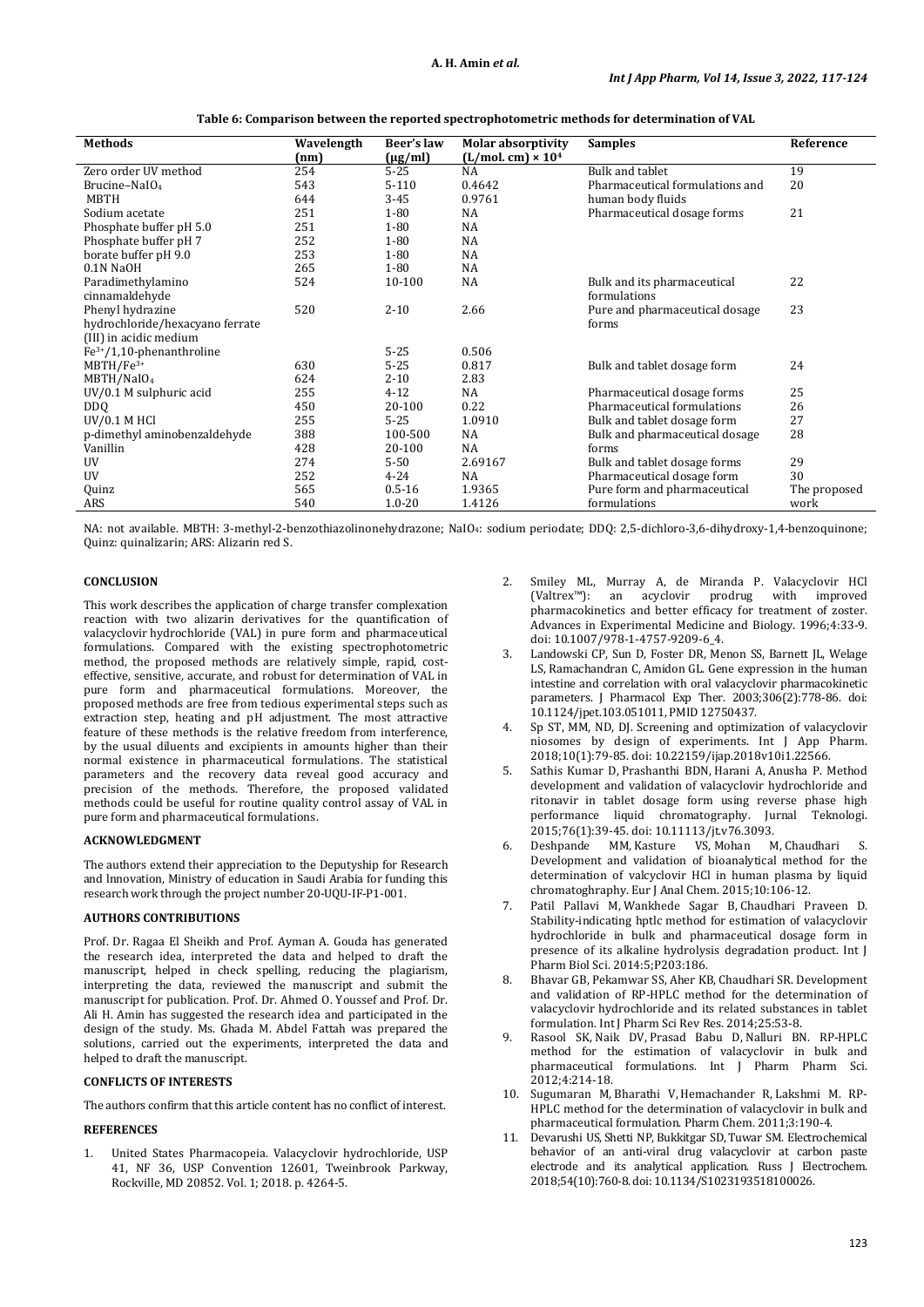**Table 6: Comparison between the reported spectrophotometric methods for determination of VAL**

| Methods | Wavelength (nm) | Beer's law (μg/ml) | Molar absorptivity (L/mol. cm) × $10^4$ | Samples | Reference |
|---|---|---|---|---|---|
| Zero order UV method | 254 | 5-25 | NA | Bulk and tablet | 19 |
| Brucine–$NaIO_4$ | 543 | 5-110 | 0.4642 | Pharmaceutical formulations and | 20 |
| MBTH | 644 | 3-45 | 0.9761 | human body fluids | |
| Sodium acetate | 251 | 1-80 | NA | Pharmaceutical dosage forms | 21 |
| Phosphate buffer pH 5.0 | 251 | 1-80 | NA | | |
| Phosphate buffer pH 7 | 252 | 1-80 | NA | | |
| borate buffer pH 9.0 | 253 | 1-80 | NA | | |
| 0.1N NaOH | 265 | 1-80 | NA | | |
| Paradimethylamino cinnamaldehyde | 524 | 10-100 | NA | Bulk and its pharmaceutical formulations | 22 |
| Phenyl hydrazine hydrochloride/hexacyano ferrate (III) in acidic medium | 520 | 2-10 | 2.66 | Pure and pharmaceutical dosage forms | 23 |
| $Fe^{3+}$/1,10-phenanthroline | | 5-25 | 0.506 | | |
| MBTH/$Fe^{3+}$ | 630 | 5-25 | 0.817 | Bulk and tablet dosage form | 24 |
| MBTH/$NaIO_4$ | 624 | 2-10 | 2.83 | | |
| UV/0.1 M sulphuric acid | 255 | 4-12 | NA | Pharmaceutical dosage forms | 25 |
| DDQ | 450 | 20-100 | 0.22 | Pharmaceutical formulations | 26 |
| UV/0.1 M HCl | 255 | 5-25 | 1.0910 | Bulk and tablet dosage form | 27 |
| p-dimethyl aminobenzaldehyde | 388 | 100-500 | NA | Bulk and pharmaceutical dosage | 28 |
| Vanillin | 428 | 20-100 | NA | forms | |
| UV | 274 | 5-50 | 2.69167 | Bulk and tablet dosage forms | 29 |
| UV | 252 | 4-24 | NA | Pharmaceutical dosage form | 30 |
| Quinz | 565 | 0.5-16 | 1.9365 | Pure form and pharmaceutical | The proposed |
| ARS | 540 | 1.0-20 | 1.4126 | formulations | work |

NA: not available. MBTH: 3-methyl-2-benzothiazolinonehydrazone; $NaIO_4$: sodium periodate; DDQ: 2,5-dichloro-3,6-dihydroxy-1,4-benzoquinone; Quinz: quinalizarin; ARS: Alizarin red S.

## CONCLUSION

This work describes the application of charge transfer complexation reaction with two alizarin derivatives for the quantification of valacyclovir hydrochloride (VAL) in pure form and pharmaceutical formulations. Compared with the existing spectrophotometric method, the proposed methods are relatively simple, rapid, cost-effective, sensitive, accurate, and robust for determination of VAL in pure form and pharmaceutical formulations. Moreover, the proposed methods are free from tedious experimental steps such as extraction step, heating and pH adjustment. The most attractive feature of these methods is the relative freedom from interference, by the usual diluents and excipients in amounts higher than their normal existence in pharmaceutical formulations. The statistical parameters and the recovery data reveal good accuracy and precision of the methods. Therefore, the proposed validated methods could be useful for routine quality control assay of VAL in pure form and pharmaceutical formulations.

## ACKNOWLEDGMENT

The authors extend their appreciation to the Deputyship for Research and Innovation, Ministry of education in Saudi Arabia for funding this research work through the project number 20-UQU-IF-P1-001.

## AUTHORS CONTRIBUTIONS

Prof. Dr. Ragaa El Sheikh and Prof. Ayman A. Gouda has generated the research idea, interpreted the data and helped to draft the manuscript, helped in check spelling, reducing the plagiarism, interpreting the data, reviewed the manuscript and submit the manuscript for publication. Prof. Dr. Ahmed O. Youssef and Prof. Dr. Ali H. Amin has suggested the research idea and participated in the design of the study. Ms. Ghada M. Abdel Fattah was prepared the solutions, carried out the experiments, interpreted the data and helped to draft the manuscript.

## CONFLICTS OF INTERESTS

The authors confirm that this article content has no conflict of interest.

## REFERENCES

1. United States Pharmacopeia. Valacyclovir hydrochloride, USP 41, NF 36, USP Convention 12601, Tweinbrook Parkway, Rockville, MD 20852. Vol. 1; 2018. p. 4264-5.
2. Smiley ML, Murray A, de Miranda P. Valacyclovir HCl (Valtrex™): an acyclovir prodrug with improved pharmacokinetics and better efficacy for treatment of zoster. Advances in Experimental Medicine and Biology. 1996;4:33-9. doi: 10.1007/978-1-4757-9209-6_4.
3. Landowski CP, Sun D, Foster DR, Menon SS, Barnett JL, Welage LS, Ramachandran C, Amidon GL. Gene expression in the human intestine and correlation with oral valacyclovir pharmacokinetic parameters. J Pharmacol Exp Ther. 2003;306(2):778-86. doi: 10.1124/jpet.103.051011, PMID 12750437.
4. Sp ST, MM, ND, DJ. Screening and optimization of valacyclovir niosomes by design of experiments. Int J App Pharm. 2018;10(1):79-85. doi: 10.22159/ijap.2018v10i1.22566.
5. Sathis Kumar D, Prashanthi BDN, Harani A, Anusha P. Method development and validation of valacyclovir hydrochloride and ritonavir in tablet dosage form using reverse phase high performance liquid chromatography. Jurnal Teknologi. 2015;76(1):39-45. doi: 10.11113/jt.v76.3093.
6. Deshpande MM, Kasture VS, Mohan M, Chaudhari S. Development and validation of bioanalytical method for the determination of valcyclovir HCl in human plasma by liquid chromatoghraphy. Eur J Anal Chem. 2015;10:106-12.
7. Patil Pallavi M, Wankhede Sagar B, Chaudhari Praveen D. Stability-indicating hptlc method for estimation of valacyclovir hydrochloride in bulk and pharmaceutical dosage form in presence of its alkaline hydrolysis degradation product. Int J Pharm Biol Sci. 2014:5;P203:186.
8. Bhavar GB, Pekamwar SS, Aher KB, Chaudhari SR. Development and validation of RP-HPLC method for the determination of valacyclovir hydrochloride and its related substances in tablet formulation. Int J Pharm Sci Rev Res. 2014;25:53-8.
9. Rasool SK, Naik DV, Prasad Babu D, Nalluri BN. RP-HPLC method for the estimation of valacyclovir in bulk and pharmaceutical formulations. Int J Pharm Pharm Sci. 2012;4:214-18.
10. Sugumaran M, Bharathi V, Hemachander R, Lakshmi M. RP-HPLC method for the determination of valacyclovir in bulk and pharmaceutical formulation. Pharm Chem. 2011;3:190-4.
11. Devarushi US, Shetti NP, Bukkitgar SD, Tuwar SM. Electrochemical behavior of an anti-viral drug valacyclovir at carbon paste electrode and its analytical application. Russ J Electrochem. 2018;54(10):760-8. doi: 10.1134/S1023193518100026.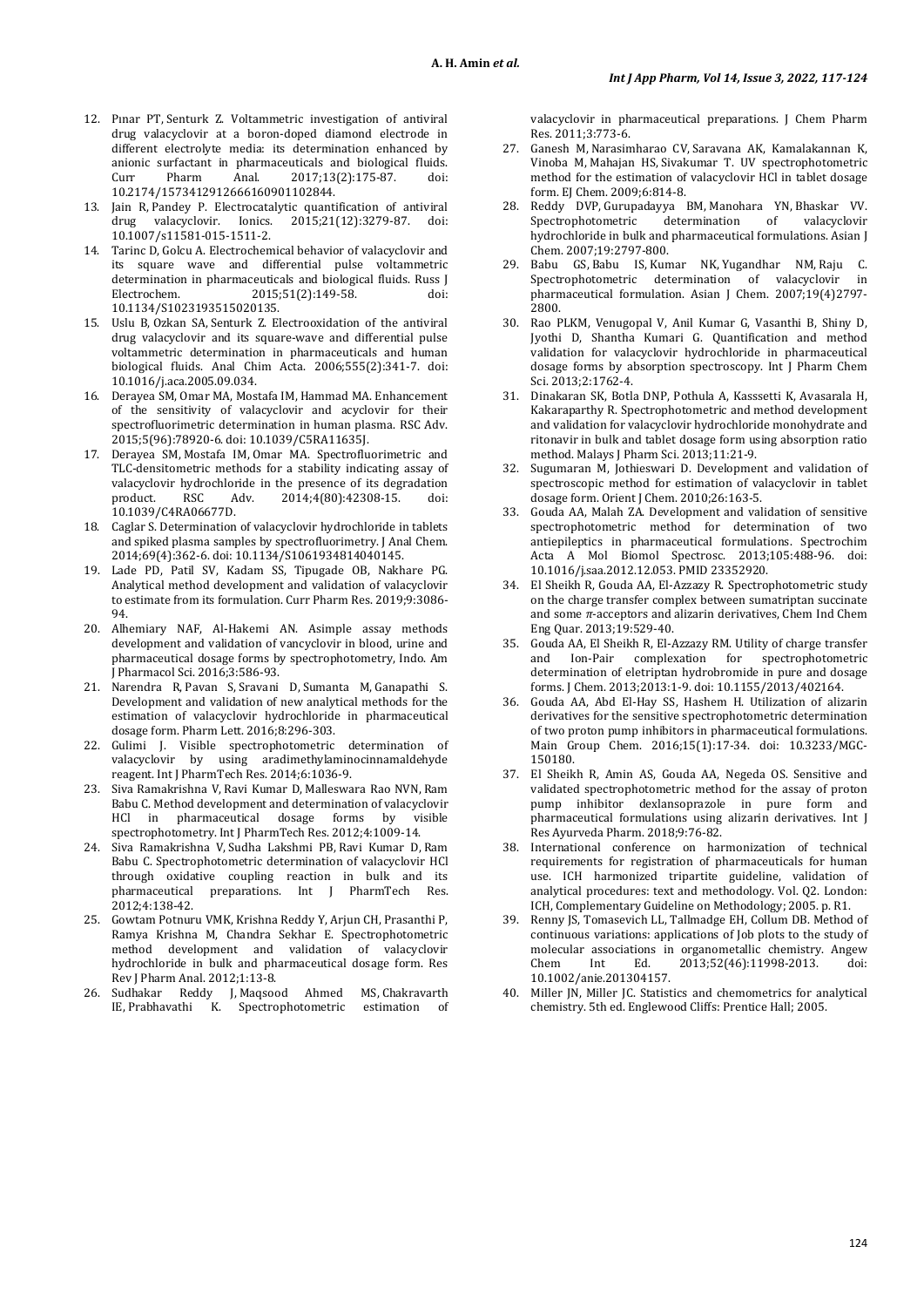12. Pınar PT, Senturk Z. Voltammetric investigation of antiviral drug valacyclovir at a boron-doped diamond electrode in different electrolyte media: its determination enhanced by anionic surfactant in pharmaceuticals and biological fluids. Curr Pharm Anal. 2017;13(2):175-87. doi: 10.2174/1573412912666160901102844.
13. Jain R, Pandey P. Electrocatalytic quantification of antiviral drug valacyclovir. Ionics. 2015;21(12):3279-87. doi: 10.1007/s11581-015-1511-2.
14. Tarinc D, Golcu A. Electrochemical behavior of valacyclovir and its square wave and differential pulse voltammetric determination in pharmaceuticals and biological fluids. Russ J Electrochem. 2015;51(2):149-58. doi: 10.1134/S1023193515020135.
15. Uslu B, Ozkan SA, Senturk Z. Electrooxidation of the antiviral drug valacyclovir and its square-wave and differential pulse voltammetric determination in pharmaceuticals and human biological fluids. Anal Chim Acta. 2006;555(2):341-7. doi: 10.1016/j.aca.2005.09.034.
16. Derayea SM, Omar MA, Mostafa IM, Hammad MA. Enhancement of the sensitivity of valacyclovir and acyclovir for their spectrofluorimetric determination in human plasma. RSC Adv. 2015;5(96):78920-6. doi: 10.1039/C5RA11635J.
17. Derayea SM, Mostafa IM, Omar MA. Spectrofluorimetric and TLC-densitometric methods for a stability indicating assay of valacyclovir hydrochloride in the presence of its degradation product. RSC Adv. 2014;4(80):42308-15. doi: 10.1039/C4RA06677D.
18. Caglar S. Determination of valacyclovir hydrochloride in tablets and spiked plasma samples by spectrofluorimetry. J Anal Chem. 2014;69(4):362-6. doi: 10.1134/S1061934814040145.
19. Lade PD, Patil SV, Kadam SS, Tipugade OB, Nakhare PG. Analytical method development and validation of valacyclovir to estimate from its formulation. Curr Pharm Res. 2019;9:3086-94.
20. Alhemiary NAF, Al-Hakemi AN. Asimple assay methods development and validation of vancyclovir in blood, urine and pharmaceutical dosage forms by spectrophotometry, Indo. Am J Pharmacol Sci. 2016;3:586-93.
21. Narendra R, Pavan S, Sravani D, Sumanta M, Ganapathi S. Development and validation of new analytical methods for the estimation of valacyclovir hydrochloride in pharmaceutical dosage form. Pharm Lett. 2016;8:296-303.
22. Gulimi J. Visible spectrophotometric determination of valacyclovir by using aradimethylaminocinnamaldehyde reagent. Int J PharmTech Res. 2014;6:1036-9.
23. Siva Ramakrishna V, Ravi Kumar D, Malleswara Rao NVN, Ram Babu C. Method development and determination of valacyclovir HCl in pharmaceutical dosage forms by visible spectrophotometry. Int J PharmTech Res. 2012;4:1009-14.
24. Siva Ramakrishna V, Sudha Lakshmi PB, Ravi Kumar D, Ram Babu C. Spectrophotometric determination of valacyclovir HCl through oxidative coupling reaction in bulk and its pharmaceutical preparations. Int J PharmTech Res. 2012;4:138-42.
25. Gowtam Potnuru VMK, Krishna Reddy Y, Arjun CH, Prasanthi P, Ramya Krishna M, Chandra Sekhar E. Spectrophotometric method development and validation of valacyclovir hydrochloride in bulk and pharmaceutical dosage form. Res Rev J Pharm Anal. 2012;1:13-8.
26. Sudhakar Reddy J, Maqsood Ahmed MS, Chakravarth IE, Prabhavathi K. Spectrophotometric estimation of valacyclovir in pharmaceutical preparations. J Chem Pharm Res. 2011;3:773-6.
27. Ganesh M, Narasimharao CV, Saravana AK, Kamalakannan K, Vinoba M, Mahajan HS, Sivakumar T. UV spectrophotometric method for the estimation of valacyclovir HCl in tablet dosage form. EJ Chem. 2009;6:814-8.
28. Reddy DVP, Gurupadayya BM, Manohara YN, Bhaskar VV. Spectrophotometric determination of valacyclovir hydrochloride in bulk and pharmaceutical formulations. Asian J Chem. 2007;19:2797-800.
29. Babu GS, Babu IS, Kumar NK, Yugandhar NM, Raju C. Spectrophotometric determination of valacyclovir in pharmaceutical formulation. Asian J Chem. 2007;19(4)2797-2800.
30. Rao PLKM, Venugopal V, Anil Kumar G, Vasanthi B, Shiny D, Jyothi D, Shantha Kumari G. Quantification and method validation for valacyclovir hydrochloride in pharmaceutical dosage forms by absorption spectroscopy. Int J Pharm Chem Sci. 2013;2:1762-4.
31. Dinakaran SK, Botla DNP, Pothula A, Kasssetti K, Avasarala H, Kakaraparthy R. Spectrophotometric and method development and validation for valacyclovir hydrochloride monohydrate and ritonavir in bulk and tablet dosage form using absorption ratio method. Malays J Pharm Sci. 2013;11:21-9.
32. Sugumaran M, Jothieswari D. Development and validation of spectroscopic method for estimation of valacyclovir in tablet dosage form. Orient J Chem. 2010;26:163-5.
33. Gouda AA, Malah ZA. Development and validation of sensitive spectrophotometric method for determination of two antiepileptics in pharmaceutical formulations. Spectrochim Acta A Mol Biomol Spectrosc. 2013;105:488-96. doi: 10.1016/j.saa.2012.12.053. PMID 23352920.
34. El Sheikh R, Gouda AA, El-Azzazy R. Spectrophotometric study on the charge transfer complex between sumatriptan succinate and some π-acceptors and alizarin derivatives, Chem Ind Chem Eng Quar. 2013;19:529-40.
35. Gouda AA, El Sheikh R, El-Azzazy RM. Utility of charge transfer and Ion-Pair complexation for spectrophotometric determination of eletriptan hydrobromide in pure and dosage forms. J Chem. 2013;2013:1-9. doi: 10.1155/2013/402164.
36. Gouda AA, Abd El-Hay SS, Hashem H. Utilization of alizarin derivatives for the sensitive spectrophotometric determination of two proton pump inhibitors in pharmaceutical formulations. Main Group Chem. 2016;15(1):17-34. doi: 10.3233/MGC-150180.
37. El Sheikh R, Amin AS, Gouda AA, Negeda OS. Sensitive and validated spectrophotometric method for the assay of proton pump inhibitor dexlansoprazole in pure form and pharmaceutical formulations using alizarin derivatives. Int J Res Ayurveda Pharm. 2018;9:76-82.
38. International conference on harmonization of technical requirements for registration of pharmaceuticals for human use. ICH harmonized tripartite guideline, validation of analytical procedures: text and methodology. Vol. Q2. London: ICH, Complementary Guideline on Methodology; 2005. p. R1.
39. Renny JS, Tomasevich LL, Tallmadge EH, Collum DB. Method of continuous variations: applications of Job plots to the study of molecular associations in organometallic chemistry. Angew Chem Int Ed. 2013;52(46):11998-2013. doi: 10.1002/anie.201304157.
40. Miller JN, Miller JC. Statistics and chemometrics for analytical chemistry. 5th ed. Englewood Cliffs: Prentice Hall; 2005.